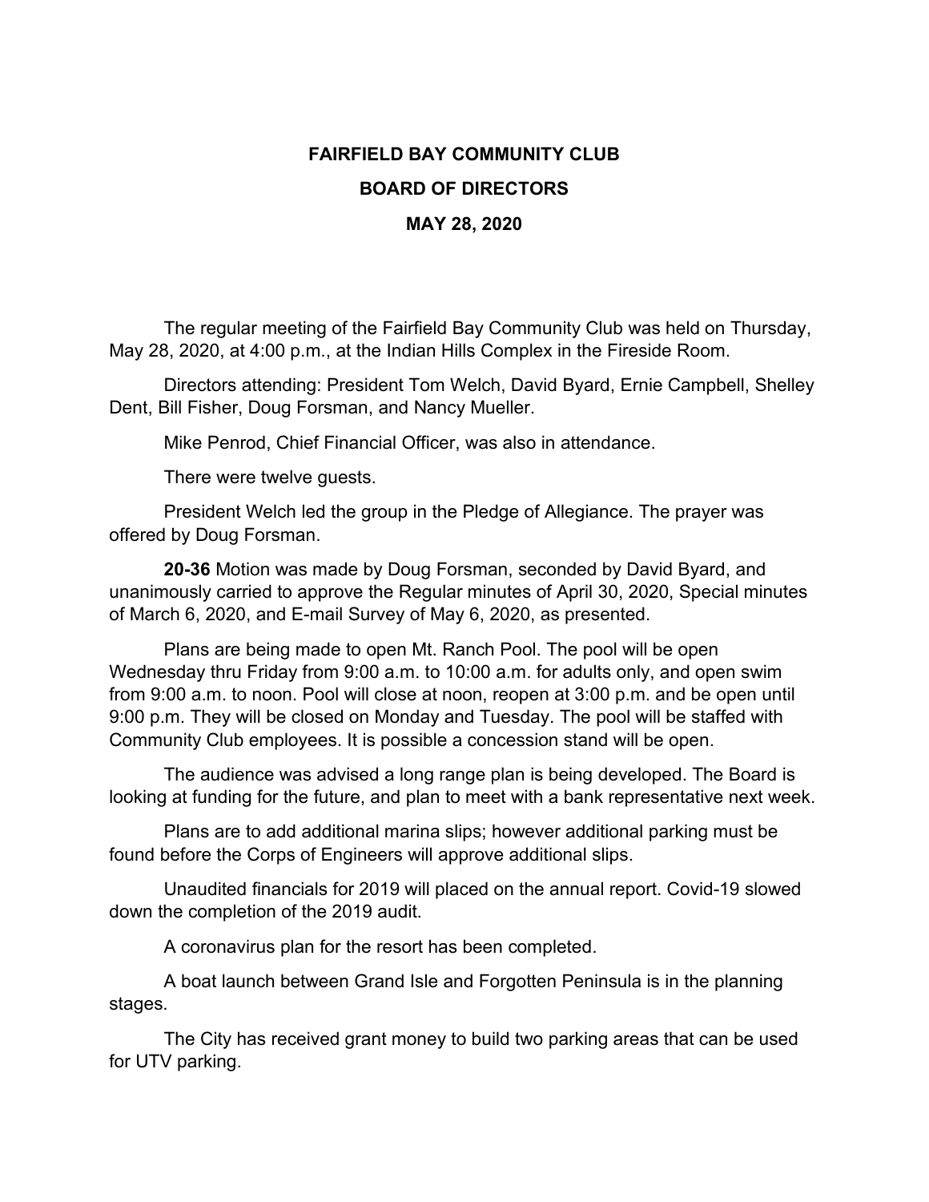# FAIRFIELD BAY COMMUNITY CLUB

## BOARD OF DIRECTORS

### MAY 28, 2020

The regular meeting of the Fairfield Bay Community Club was held on Thursday, May 28, 2020, at 4:00 p.m., at the Indian Hills Complex in the Fireside Room.

Directors attending: President Tom Welch, David Byard, Ernie Campbell, Shelley Dent, Bill Fisher, Doug Forsman, and Nancy Mueller.

Mike Penrod, Chief Financial Officer, was also in attendance.

There were twelve guests.

President Welch led the group in the Pledge of Allegiance. The prayer was offered by Doug Forsman.

**20-36** Motion was made by Doug Forsman, seconded by David Byard, and unanimously carried to approve the Regular minutes of April 30, 2020, Special minutes of March 6, 2020, and E-mail Survey of May 6, 2020, as presented.

Plans are being made to open Mt. Ranch Pool. The pool will be open Wednesday thru Friday from 9:00 a.m. to 10:00 a.m. for adults only, and open swim from 9:00 a.m. to noon. Pool will close at noon, reopen at 3:00 p.m. and be open until 9:00 p.m. They will be closed on Monday and Tuesday. The pool will be staffed with Community Club employees. It is possible a concession stand will be open.

The audience was advised a long range plan is being developed. The Board is looking at funding for the future, and plan to meet with a bank representative next week.

Plans are to add additional marina slips; however additional parking must be found before the Corps of Engineers will approve additional slips.

Unaudited financials for 2019 will placed on the annual report. Covid-19 slowed down the completion of the 2019 audit.

A coronavirus plan for the resort has been completed.

A boat launch between Grand Isle and Forgotten Peninsula is in the planning stages.

The City has received grant money to build two parking areas that can be used for UTV parking.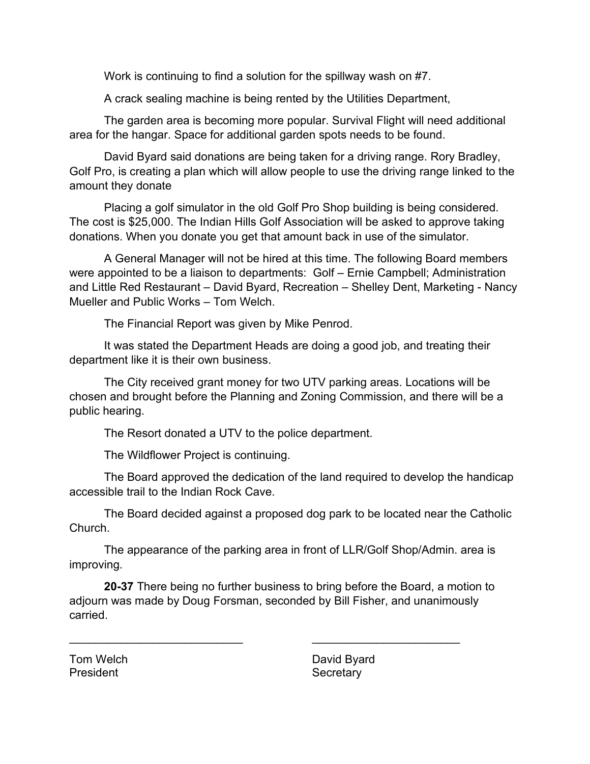Work is continuing to find a solution for the spillway wash on #7.

A crack sealing machine is being rented by the Utilities Department,

The garden area is becoming more popular. Survival Flight will need additional area for the hangar. Space for additional garden spots needs to be found.

David Byard said donations are being taken for a driving range. Rory Bradley, Golf Pro, is creating a plan which will allow people to use the driving range linked to the amount they donate

Placing a golf simulator in the old Golf Pro Shop building is being considered. The cost is $25,000. The Indian Hills Golf Association will be asked to approve taking donations. When you donate you get that amount back in use of the simulator.

A General Manager will not be hired at this time. The following Board members were appointed to be a liaison to departments: Golf – Ernie Campbell; Administration and Little Red Restaurant – David Byard, Recreation – Shelley Dent, Marketing - Nancy Mueller and Public Works – Tom Welch.

The Financial Report was given by Mike Penrod.

It was stated the Department Heads are doing a good job, and treating their department like it is their own business.

The City received grant money for two UTV parking areas. Locations will be chosen and brought before the Planning and Zoning Commission, and there will be a public hearing.

The Resort donated a UTV to the police department.

The Wildflower Project is continuing.

The Board approved the dedication of the land required to develop the handicap accessible trail to the Indian Rock Cave.

The Board decided against a proposed dog park to be located near the Catholic Church.

The appearance of the parking area in front of LLR/Golf Shop/Admin. area is improving.

**20-37** There being no further business to bring before the Board, a motion to adjourn was made by Doug Forsman, seconded by Bill Fisher, and unanimously carried.

\_\_\_\_\_\_\_\_\_\_\_\_\_\_\_\_\_\_\_\_\_\_\_\_\_\_\_\_ \_\_\_\_\_\_\_\_\_\_\_\_\_\_\_\_\_\_\_\_\_\_\_\_\_\_\_\_

Tom Welch
President

David Byard
Secretary